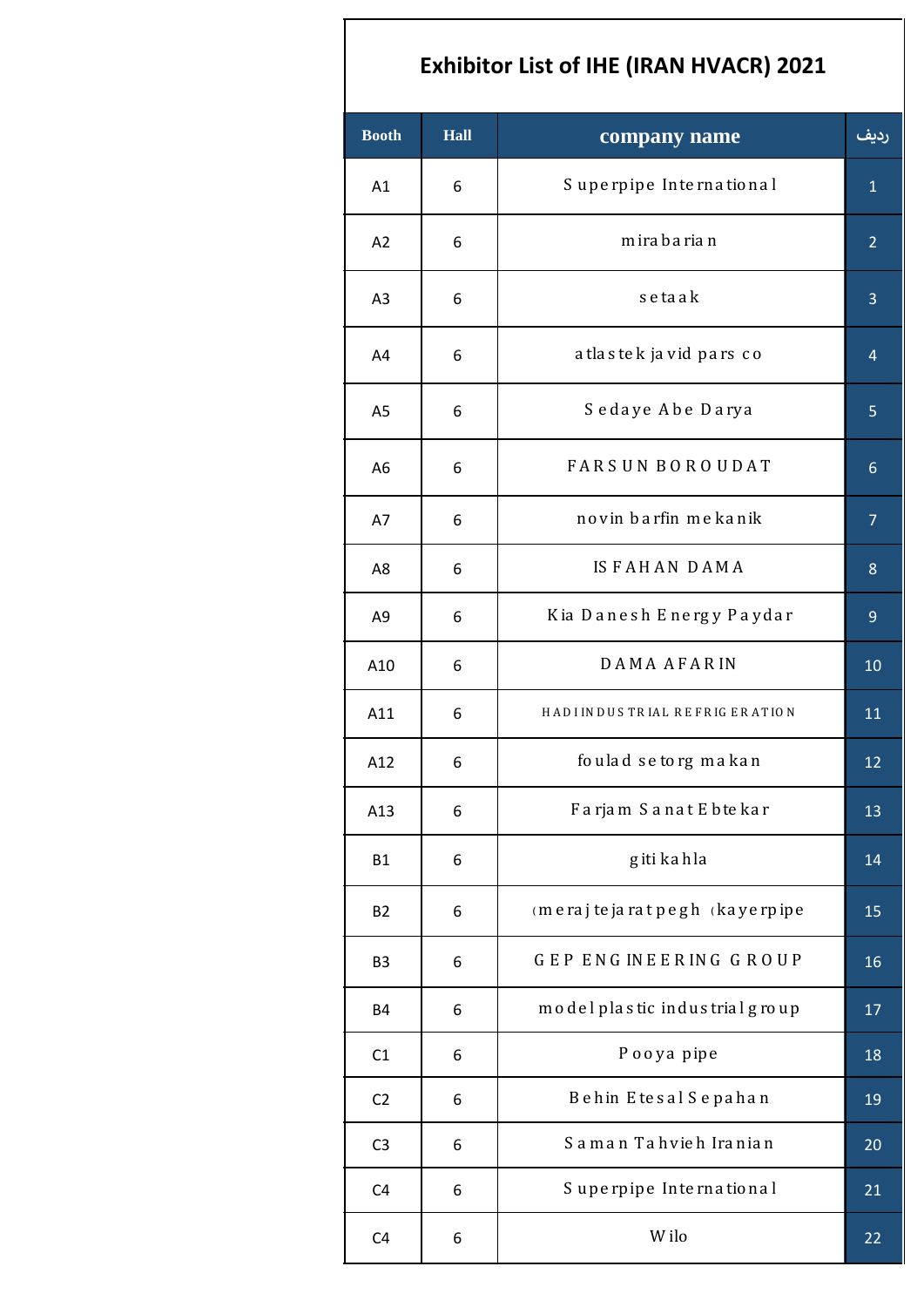# Exhibitor List of IHE (IRAN HVACR) 2021

| Booth | Hall | company name | ردیف |
|---|---|---|---|
| A1 | 6 | Superpipe International | 1 |
| A2 | 6 | mirabarian | 2 |
| A3 | 6 | setaak | 3 |
| A4 | 6 | atlastek javid pars co | 4 |
| A5 | 6 | Sedaye Abe Darya | 5 |
| A6 | 6 | FARSUN BOROUDAT | 6 |
| A7 | 6 | novin barfin mekanik | 7 |
| A8 | 6 | ISFAHAN DAMA | 8 |
| A9 | 6 | Kia Danesh Energy Paydar | 9 |
| A10 | 6 | DAMA AFARIN | 10 |
| A11 | 6 | HADI INDUSTRIAL REFRIGERATION | 11 |
| A12 | 6 | foulad setorg makan | 12 |
| A13 | 6 | Farjam Sanat Ebtekar | 13 |
| B1 | 6 | giti kahla | 14 |
| B2 | 6 | (meraj tejarat pegh (kayerpipe | 15 |
| B3 | 6 | GEP ENGINEERING GROUP | 16 |
| B4 | 6 | model plastic industrial group | 17 |
| C1 | 6 | Pooya pipe | 18 |
| C2 | 6 | Behin Etesal Sepahan | 19 |
| C3 | 6 | Saman Tahvieh Iranian | 20 |
| C4 | 6 | Superpipe International | 21 |
| C4 | 6 | Wilo | 22 |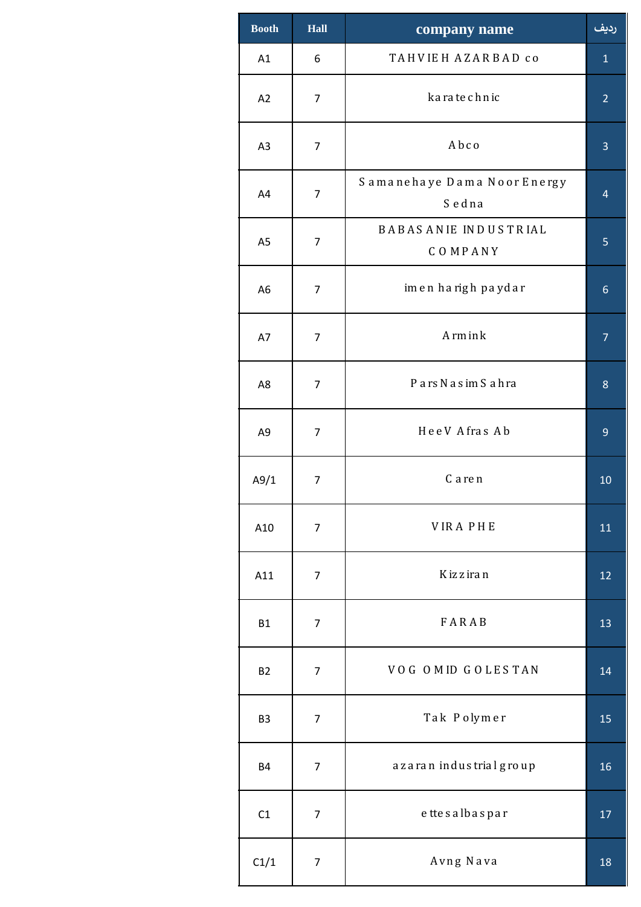| Booth | Hall | company name | ردیف |
|---|---|---|---|
| A1 | 6 | TAHVIEH AZARBAD co | 1 |
| A2 | 7 | karatechnic | 2 |
| A3 | 7 | Abco | 3 |
| A4 | 7 | Samanehaye Dama Noor Energy Sedna | 4 |
| A5 | 7 | BABASANIE INDUSTRIAL COMPANY | 5 |
| A6 | 7 | imen harigh paydar | 6 |
| A7 | 7 | Armink | 7 |
| A8 | 7 | ParsNasimSahra | 8 |
| A9 | 7 | HeeV Afras Ab | 9 |
| A9/1 | 7 | Caren | 10 |
| A10 | 7 | VIRA PHE | 11 |
| A11 | 7 | Kizziran | 12 |
| B1 | 7 | FARAB | 13 |
| B2 | 7 | VOG OMID GOLESTAN | 14 |
| B3 | 7 | Tak Polymer | 15 |
| B4 | 7 | azaran industrial group | 16 |
| C1 | 7 | ettesalbaspar | 17 |
| C1/1 | 7 | Avng Nava | 18 |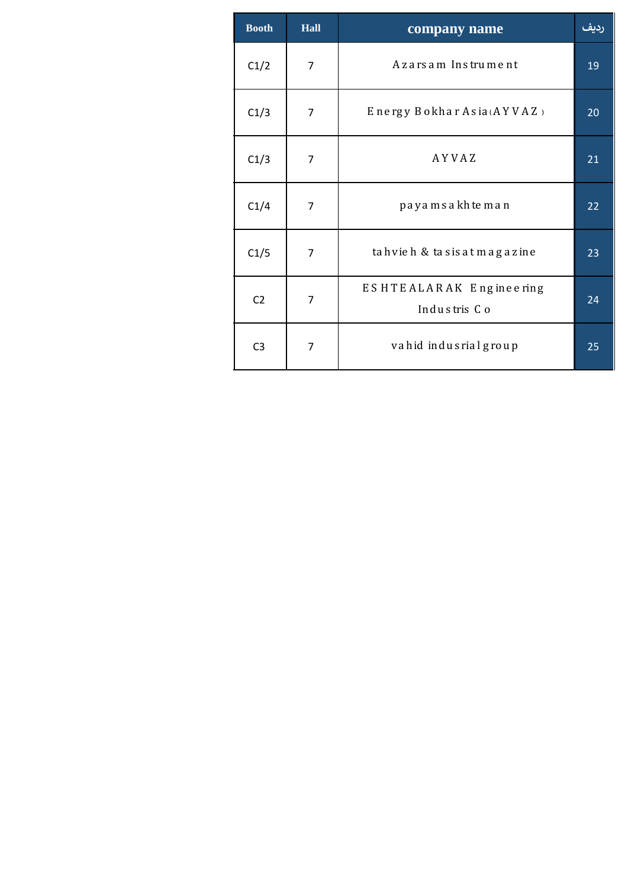| Booth | Hall | company name | ردیف |
|---|---|---|---|
| C1/2 | 7 | Azarsam Instrument | 19 |
| C1/3 | 7 | Energy Bokhar Asia(AYVAZ) | 20 |
| C1/3 | 7 | AYVAZ | 21 |
| C1/4 | 7 | payamsakhteman | 22 |
| C1/5 | 7 | tahvieh & tasisat magazine | 23 |
| C2 | 7 | ESHTEALARAK Engineering Industris Co | 24 |
| C3 | 7 | vahid indusrial group | 25 |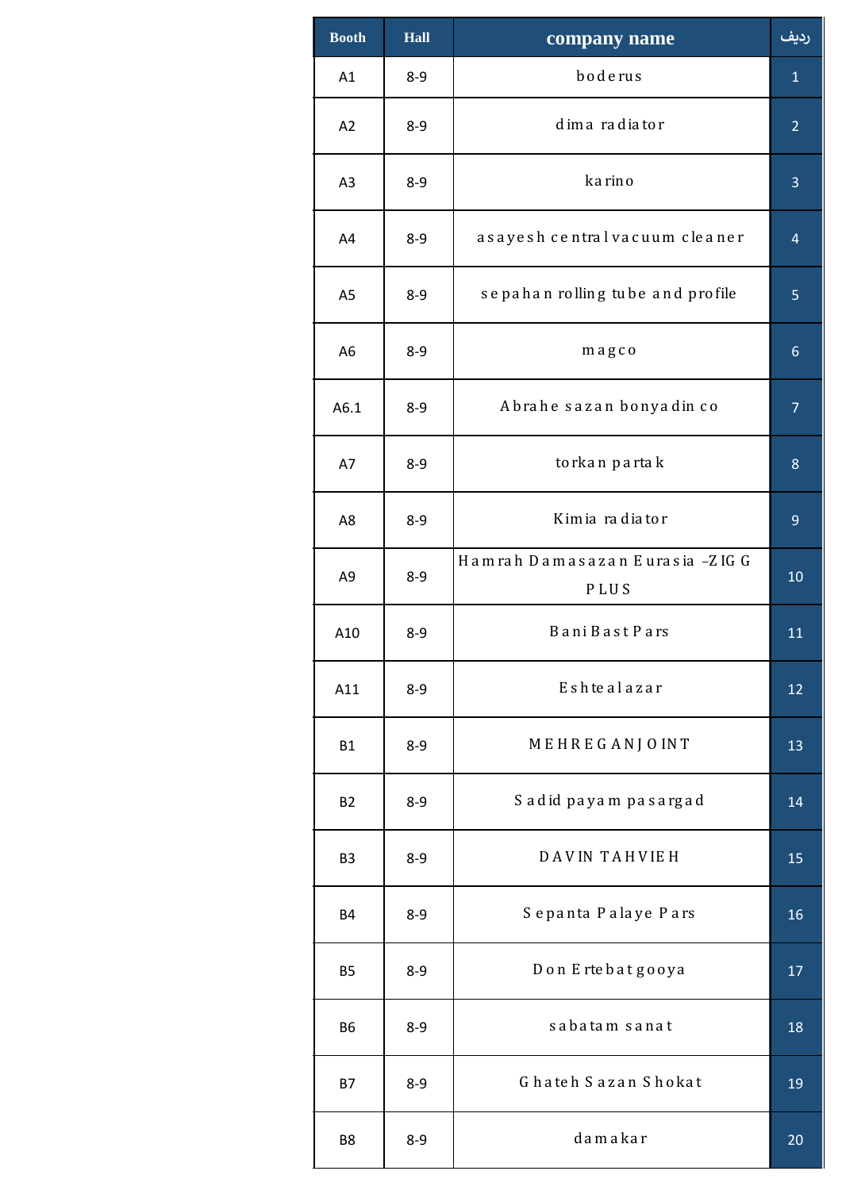| Booth | Hall | company name | ردیف |
|---|---|---|---|
| A1 | 8-9 | boderus | 1 |
| A2 | 8-9 | dima radiator | 2 |
| A3 | 8-9 | karino | 3 |
| A4 | 8-9 | asayesh central vacuum cleaner | 4 |
| A5 | 8-9 | sepahan rolling tube and profile | 5 |
| A6 | 8-9 | magco | 6 |
| A6.1 | 8-9 | Abrahe sazan bonyadin co | 7 |
| A7 | 8-9 | torkan partak | 8 |
| A8 | 8-9 | Kimia radiator | 9 |
| A9 | 8-9 | Hamrah Damasazan Eurasia –ZIG G PLUS | 10 |
| A10 | 8-9 | Bani Bast Pars | 11 |
| A11 | 8-9 | Eshtealazar | 12 |
| B1 | 8-9 | MEHREGANJOINT | 13 |
| B2 | 8-9 | Sadid payam pasargad | 14 |
| B3 | 8-9 | DAVIN TAHVIEH | 15 |
| B4 | 8-9 | Sepanta Palaye Pars | 16 |
| B5 | 8-9 | Don Ertebat gooya | 17 |
| B6 | 8-9 | sabatam sanat | 18 |
| B7 | 8-9 | Ghateh Sazan Shokat | 19 |
| B8 | 8-9 | damakar | 20 |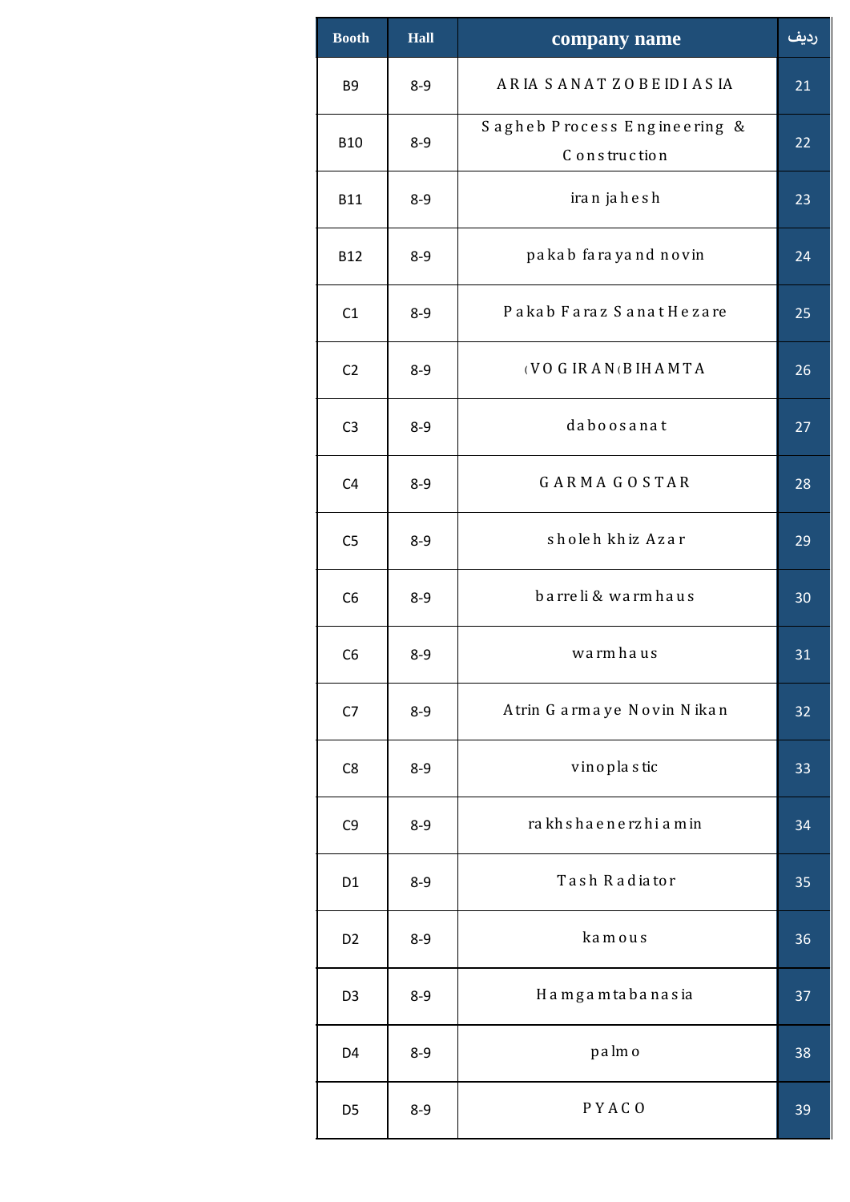| Booth | Hall | company name | ردیف |
|---|---|---|---|
| B9 | 8-9 | ARIA SANAT ZOBEIDI ASIA | 21 |
| B10 | 8-9 | Sagheb Process Engineering & Construction | 22 |
| B11 | 8-9 | iran jahesh | 23 |
| B12 | 8-9 | pakab farayand novin | 24 |
| C1 | 8-9 | Pakab Faraz SanatHezare | 25 |
| C2 | 8-9 | (VOGIRAN(BIHAMTA | 26 |
| C3 | 8-9 | daboosanat | 27 |
| C4 | 8-9 | GARMA GOSTAR | 28 |
| C5 | 8-9 | sholeh khiz Azar | 29 |
| C6 | 8-9 | barreli & warmhaus | 30 |
| C6 | 8-9 | warmhaus | 31 |
| C7 | 8-9 | Atrin Garmaye Novin Nikan | 32 |
| C8 | 8-9 | vinoplastic | 33 |
| C9 | 8-9 | rakhshaenerzhiamin | 34 |
| D1 | 8-9 | Tash Radiator | 35 |
| D2 | 8-9 | kamous | 36 |
| D3 | 8-9 | Hamgamtabanasia | 37 |
| D4 | 8-9 | palmo | 38 |
| D5 | 8-9 | PYACO | 39 |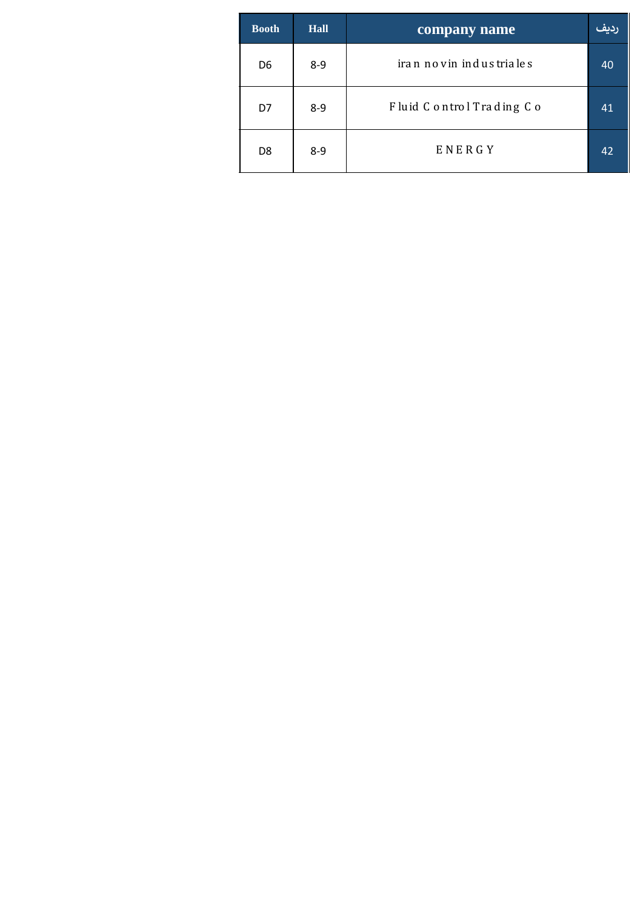| Booth | Hall | company name | ردیف |
|---|---|---|---|
| D6 | 8-9 | iran novin industriales | 40 |
| D7 | 8-9 | Fluid Control Trading Co | 41 |
| D8 | 8-9 | ENERGY | 42 |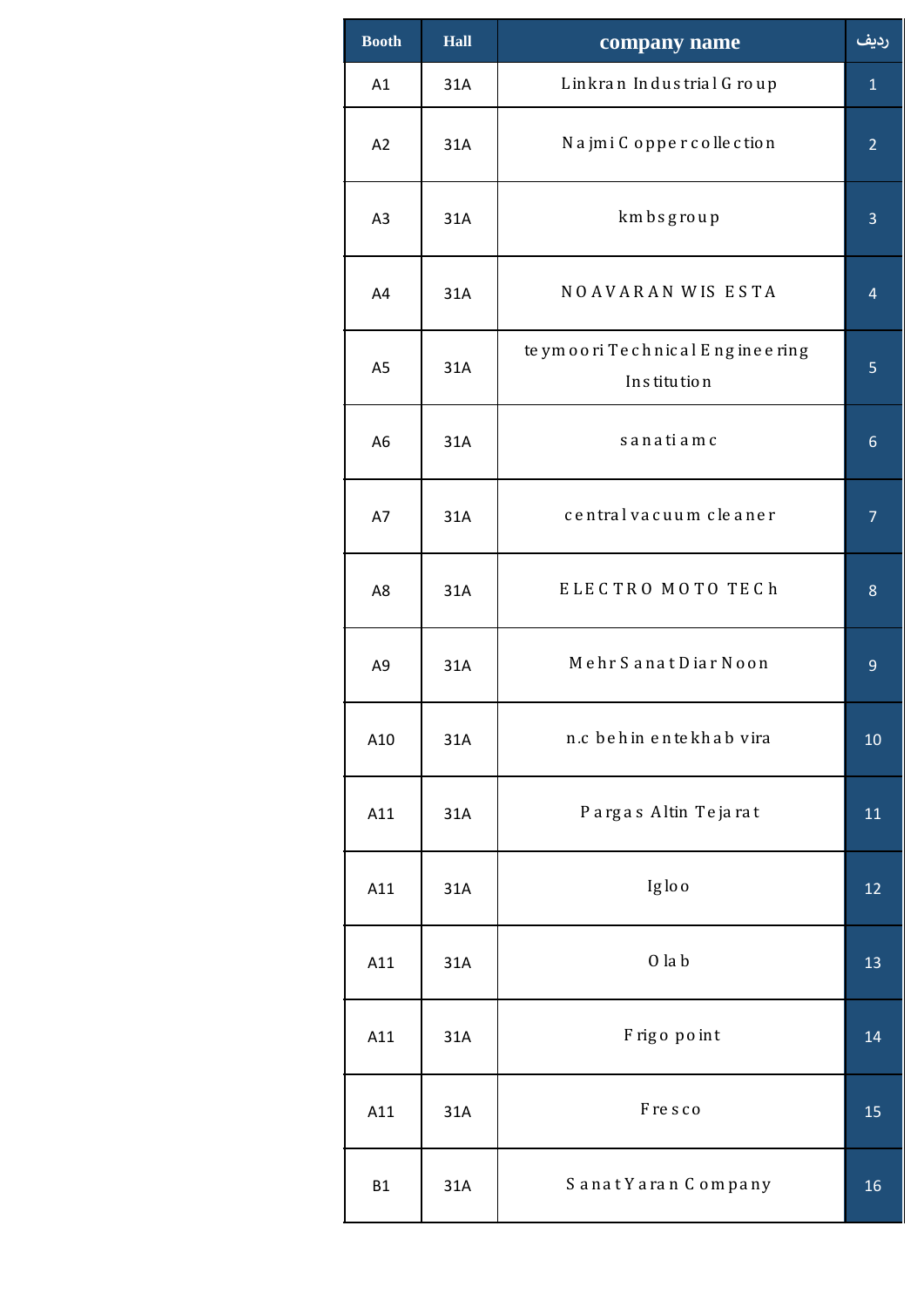| Booth | Hall | company name | ردیف |
|---|---|---|---|
| A1 | 31A | Linkran Industrial Group | 1 |
| A2 | 31A | Najmi Copper collection | 2 |
| A3 | 31A | kmbs group | 3 |
| A4 | 31A | NOAVARAN WIS ESTA | 4 |
| A5 | 31A | teymoori Technical Engineering Institution | 5 |
| A6 | 31A | sanati amc | 6 |
| A7 | 31A | central vacuum cleaner | 7 |
| A8 | 31A | ELECTRO MOTO TECh | 8 |
| A9 | 31A | Mehr Sanat Diar Noon | 9 |
| A10 | 31A | n.c behin entekhab vira | 10 |
| A11 | 31A | Pargas Altin Tejarat | 11 |
| A11 | 31A | Igloo | 12 |
| A11 | 31A | Olab | 13 |
| A11 | 31A | Frigo point | 14 |
| A11 | 31A | Fresco | 15 |
| B1 | 31A | Sanat Yaran Company | 16 |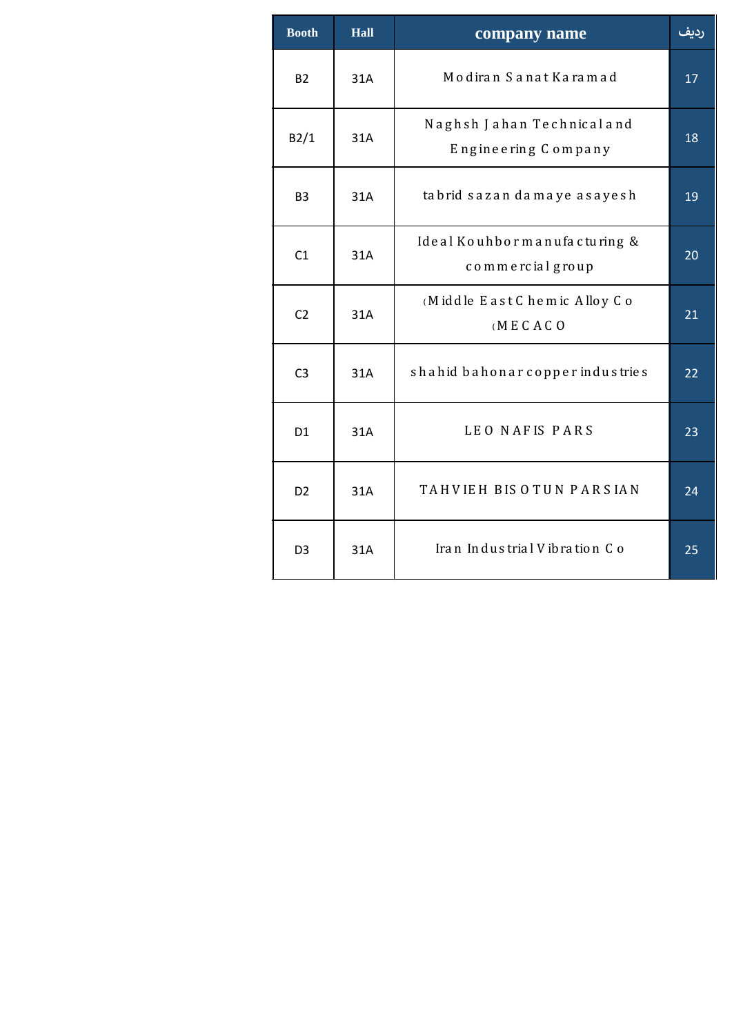| Booth | Hall | company name | ردیف |
|---|---|---|---|
| B2 | 31A | Modiran Sanat Karamad | 17 |
| B2/1 | 31A | Naghsh Jahan Technical and Engineering Company | 18 |
| B3 | 31A | tabrid sazan damaye asayesh | 19 |
| C1 | 31A | Ideal Kouhbor manufacturing & commercial group | 20 |
| C2 | 31A | (Middle East Chemic Alloy Co (MECACO | 21 |
| C3 | 31A | shahid bahonar copper industries | 22 |
| D1 | 31A | LEO NAFIS PARS | 23 |
| D2 | 31A | TAHVIEH BISOTUN PARSIAN | 24 |
| D3 | 31A | Iran Industrial Vibration Co | 25 |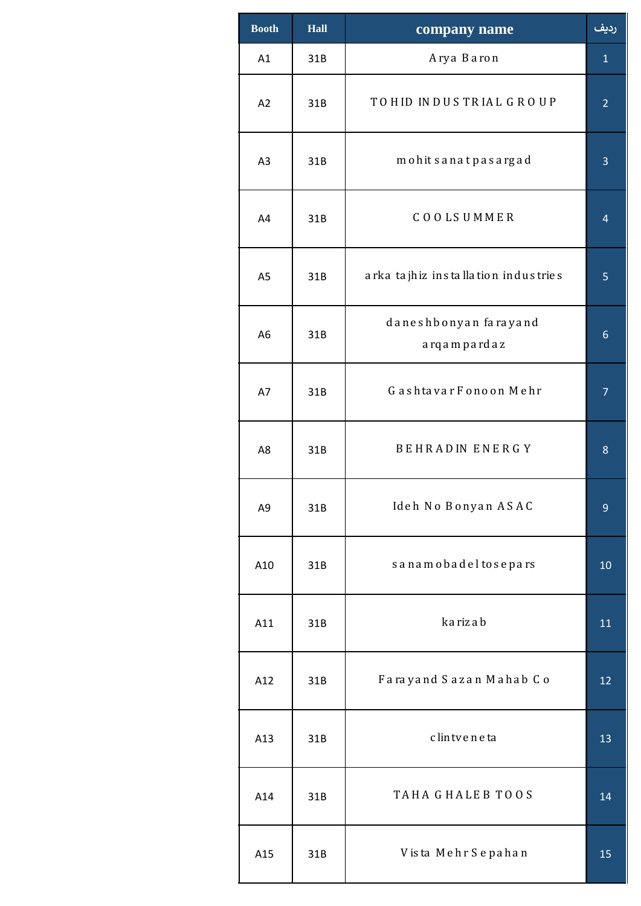| Booth | Hall | company name | ردیف |
|---|---|---|---|
| A1 | 31B | Arya Baron | 1 |
| A2 | 31B | TOHID INDUSTRIAL GROUP | 2 |
| A3 | 31B | mohit sanat pasargad | 3 |
| A4 | 31B | COOLSUMMER | 4 |
| A5 | 31B | arka tajhiz installation industries | 5 |
| A6 | 31B | daneshbonyan farayand arqampardaz | 6 |
| A7 | 31B | Gashtavar Fonoon Mehr | 7 |
| A8 | 31B | BEHRADIN ENERGY | 8 |
| A9 | 31B | Ideh No Bonyan ASAC | 9 |
| A10 | 31B | sanamobadeltosepars | 10 |
| A11 | 31B | karizab | 11 |
| A12 | 31B | Farayand Sazan Mahab Co | 12 |
| A13 | 31B | clintveneta | 13 |
| A14 | 31B | TAHA GHALEB TOOS | 14 |
| A15 | 31B | Vista Mehr Sepahan | 15 |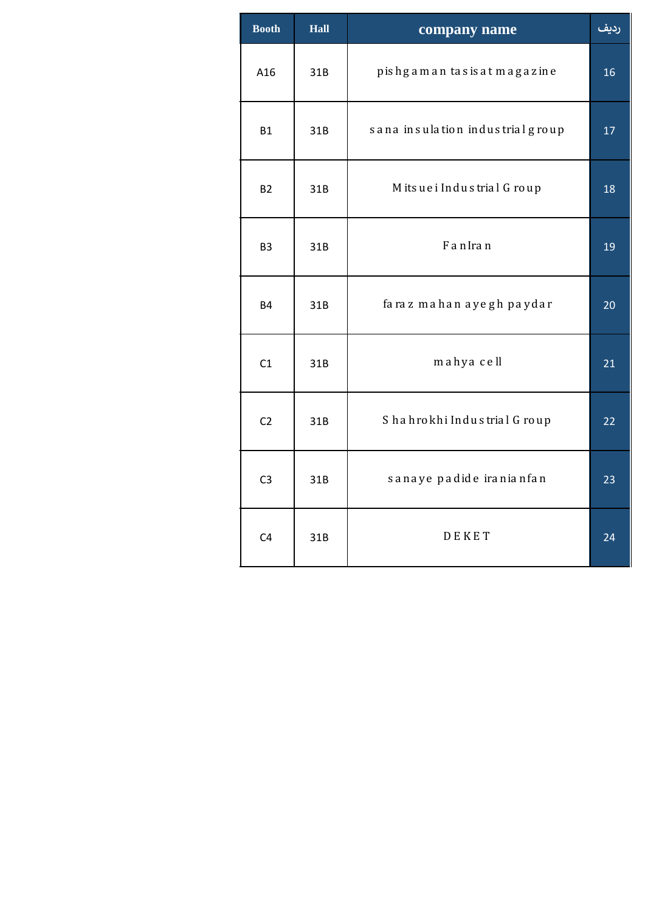| Booth | Hall | company name | ردیف |
|---|---|---|---|
| A16 | 31B | pishgaman tasisat magazine | 16 |
| B1 | 31B | sana insulation industrial group | 17 |
| B2 | 31B | Mitsuei Industrial Group | 18 |
| B3 | 31B | FanIran | 19 |
| B4 | 31B | faraz mahan ayegh paydar | 20 |
| C1 | 31B | mahya cell | 21 |
| C2 | 31B | Shahrokhi Industrial Group | 22 |
| C3 | 31B | sanaye padide iranianfan | 23 |
| C4 | 31B | DEKET | 24 |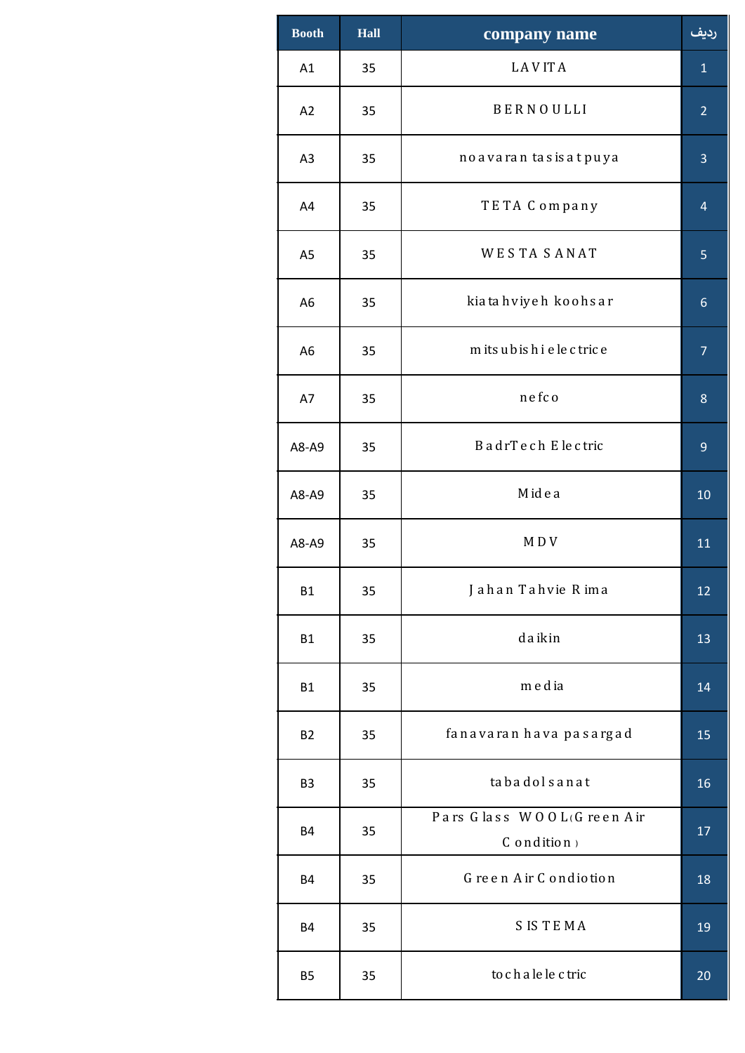| Booth | Hall | company name | ردیف |
|---|---|---|---|
| A1 | 35 | LAVITA | 1 |
| A2 | 35 | BERNOULLI | 2 |
| A3 | 35 | noavaran tasisat puya | 3 |
| A4 | 35 | TETA Company | 4 |
| A5 | 35 | WESTA SANAT | 5 |
| A6 | 35 | kiatahviyeh koohsar | 6 |
| A6 | 35 | mitsubishi electrice | 7 |
| A7 | 35 | nefco | 8 |
| A8-A9 | 35 | BadrTech Electric | 9 |
| A8-A9 | 35 | Midea | 10 |
| A8-A9 | 35 | MDV | 11 |
| B1 | 35 | Jahan Tahvie Rima | 12 |
| B1 | 35 | daikin | 13 |
| B1 | 35 | media | 14 |
| B2 | 35 | fanavaran hava pasargad | 15 |
| B3 | 35 | tabadol sanat | 16 |
| B4 | 35 | Pars Glass WOOL(Green Air Condition) | 17 |
| B4 | 35 | Green Air Condiotion | 18 |
| B4 | 35 | SISTEMA | 19 |
| B5 | 35 | tochalelectric | 20 |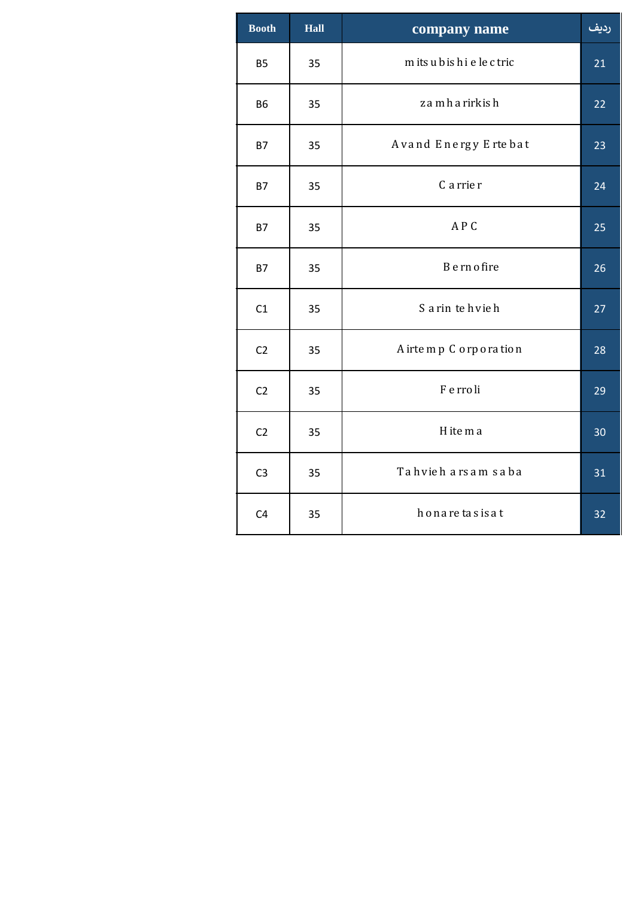| Booth | Hall | company name | ردیف |
|---|---|---|---|
| B5 | 35 | mitsubishi electric | 21 |
| B6 | 35 | zamharirkish | 22 |
| B7 | 35 | Avand Energy Ertebat | 23 |
| B7 | 35 | Carrier | 24 |
| B7 | 35 | APC | 25 |
| B7 | 35 | Bernofire | 26 |
| C1 | 35 | Sarin tehvieh | 27 |
| C2 | 35 | Airtemp Corporation | 28 |
| C2 | 35 | Ferroli | 29 |
| C2 | 35 | Hitema | 30 |
| C3 | 35 | Tahvieh arsam saba | 31 |
| C4 | 35 | honaretasisat | 32 |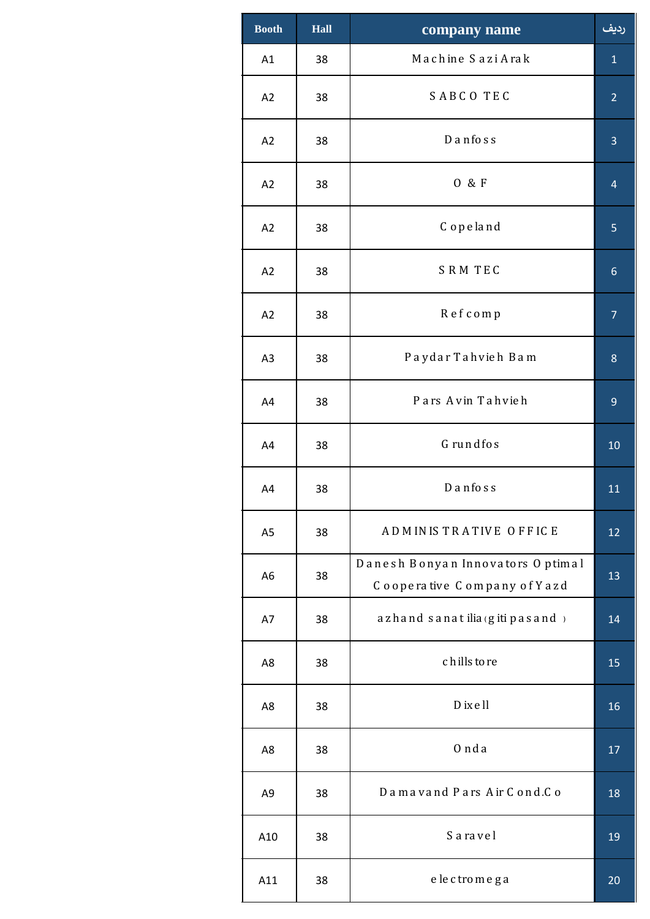| Booth | Hall | company name | ردیف |
| --- | --- | --- | --- |
| A1 | 38 | Machine Sazi Arak | 1 |
| A2 | 38 | SABCO TEC | 2 |
| A2 | 38 | Danfoss | 3 |
| A2 | 38 | O & F | 4 |
| A2 | 38 | Copeland | 5 |
| A2 | 38 | SRM TEC | 6 |
| A2 | 38 | Refcomp | 7 |
| A3 | 38 | Paydar Tahvieh Bam | 8 |
| A4 | 38 | Pars Avin Tahvieh | 9 |
| A4 | 38 | Grundfos | 10 |
| A4 | 38 | Danfoss | 11 |
| A5 | 38 | ADMINISTRATIVE OFFICE | 12 |
| A6 | 38 | Danesh Bonyan Innovators Optimal Cooperative Company of Yazd | 13 |
| A7 | 38 | azhand sanat ilia(giti pasand ) | 14 |
| A8 | 38 | chillstore | 15 |
| A8 | 38 | Dixell | 16 |
| A8 | 38 | Onda | 17 |
| A9 | 38 | Damavand Pars Air Cond.Co | 18 |
| A10 | 38 | Saravel | 19 |
| A11 | 38 | electromega | 20 |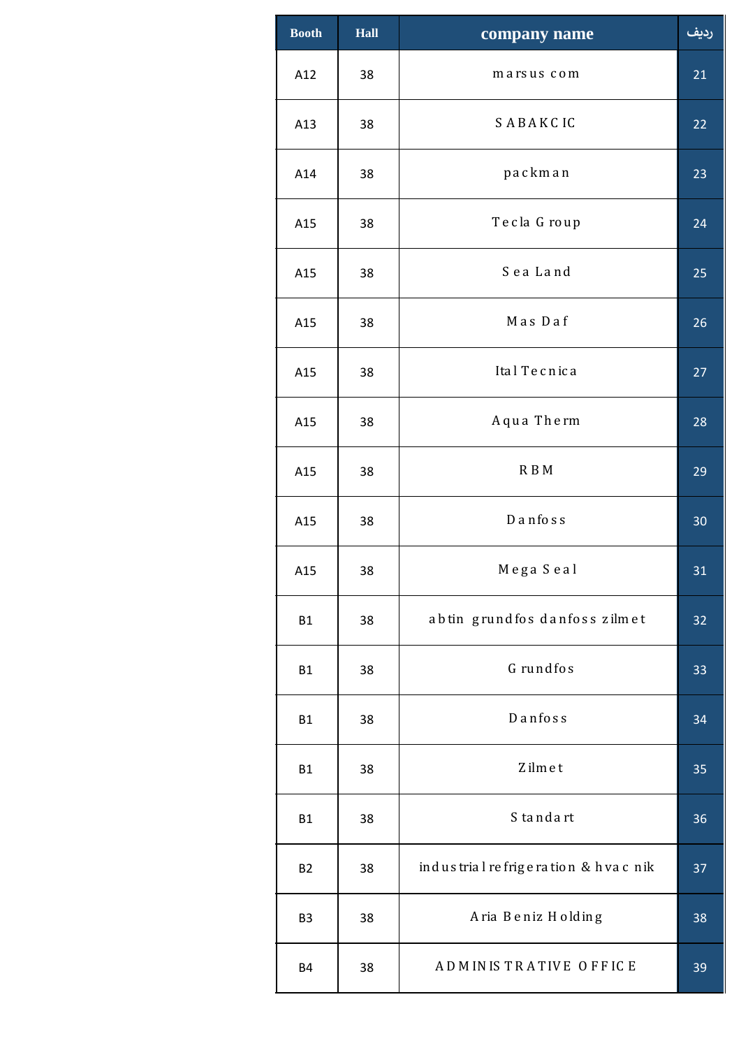| Booth | Hall | company name | ردیف |
|---|---|---|---|
| A12 | 38 | marsus com | 21 |
| A13 | 38 | SABAKCIC | 22 |
| A14 | 38 | packman | 23 |
| A15 | 38 | Tecla Group | 24 |
| A15 | 38 | Sea Land | 25 |
| A15 | 38 | Mas Daf | 26 |
| A15 | 38 | Ital Tecnica | 27 |
| A15 | 38 | Aqua Therm | 28 |
| A15 | 38 | RBM | 29 |
| A15 | 38 | Danfoss | 30 |
| A15 | 38 | Mega Seal | 31 |
| B1 | 38 | abtin grundfos danfoss zilmet | 32 |
| B1 | 38 | Grundfos | 33 |
| B1 | 38 | Danfoss | 34 |
| B1 | 38 | Zilmet | 35 |
| B1 | 38 | Standart | 36 |
| B2 | 38 | industrial refrigeration & hvac nik | 37 |
| B3 | 38 | Aria Beniz Holding | 38 |
| B4 | 38 | ADMINISTRATIVE OFFICE | 39 |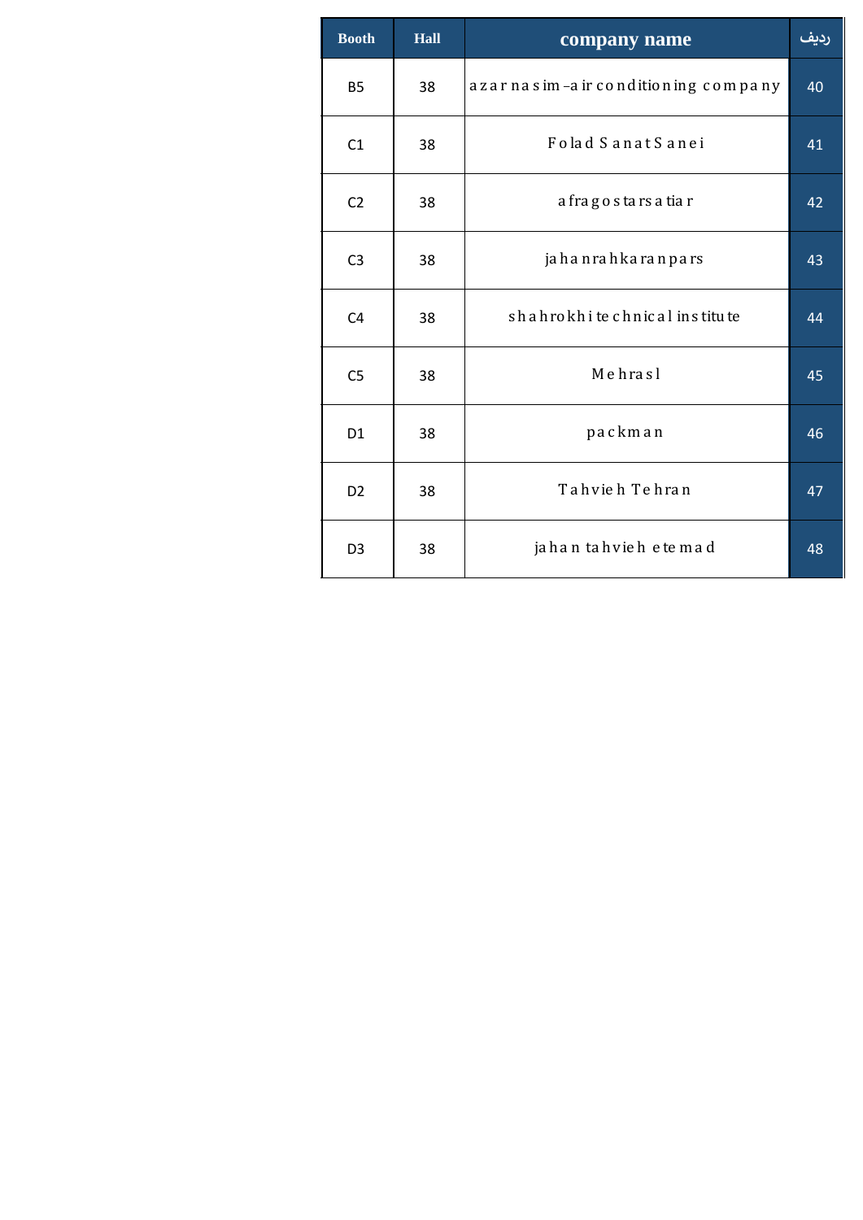| Booth | Hall | company name | ردیف |
|---|---|---|---|
| B5 | 38 | azar nasim–air conditioning company | 40 |
| C1 | 38 | Folad Sanat Sanei | 41 |
| C2 | 38 | afragostarsatiar | 42 |
| C3 | 38 | jahanrahkaranpars | 43 |
| C4 | 38 | shahrokhi technical institute | 44 |
| C5 | 38 | Mehrasl | 45 |
| D1 | 38 | packman | 46 |
| D2 | 38 | Tahvieh Tehran | 47 |
| D3 | 38 | jahan tahvieh etemad | 48 |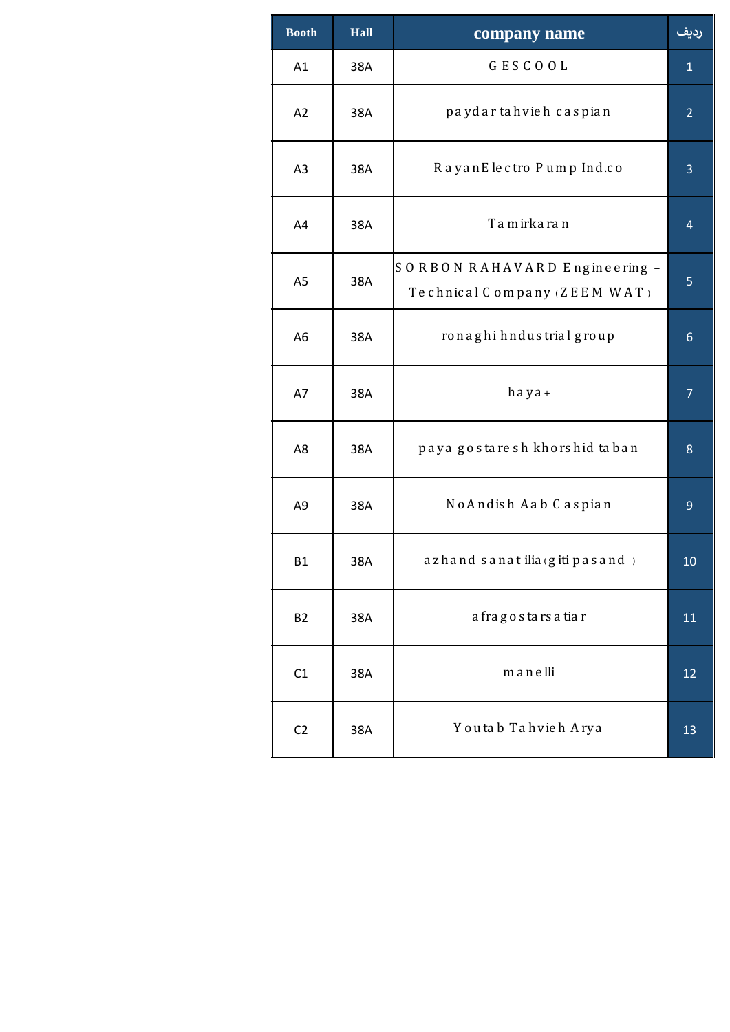| Booth | Hall | company name | ردیف |
|---|---|---|---|
| A1 | 38A | GESCOOL | 1 |
| A2 | 38A | paydar tahvieh caspian | 2 |
| A3 | 38A | RayanElectro Pump Ind.co | 3 |
| A4 | 38A | Tamirkaran | 4 |
| A5 | 38A | SORBON RAHAVARD Engineering – Technical Company (ZEEM WAT) | 5 |
| A6 | 38A | ronaghi hndustrial group | 6 |
| A7 | 38A | haya+ | 7 |
| A8 | 38A | paya gostaresh khorshid taban | 8 |
| A9 | 38A | NoAndish Aab Caspian | 9 |
| B1 | 38A | azhand sanat ilia(giti pasand ) | 10 |
| B2 | 38A | afragostarsatiar | 11 |
| C1 | 38A | manelli | 12 |
| C2 | 38A | Youtab Tahvieh Arya | 13 |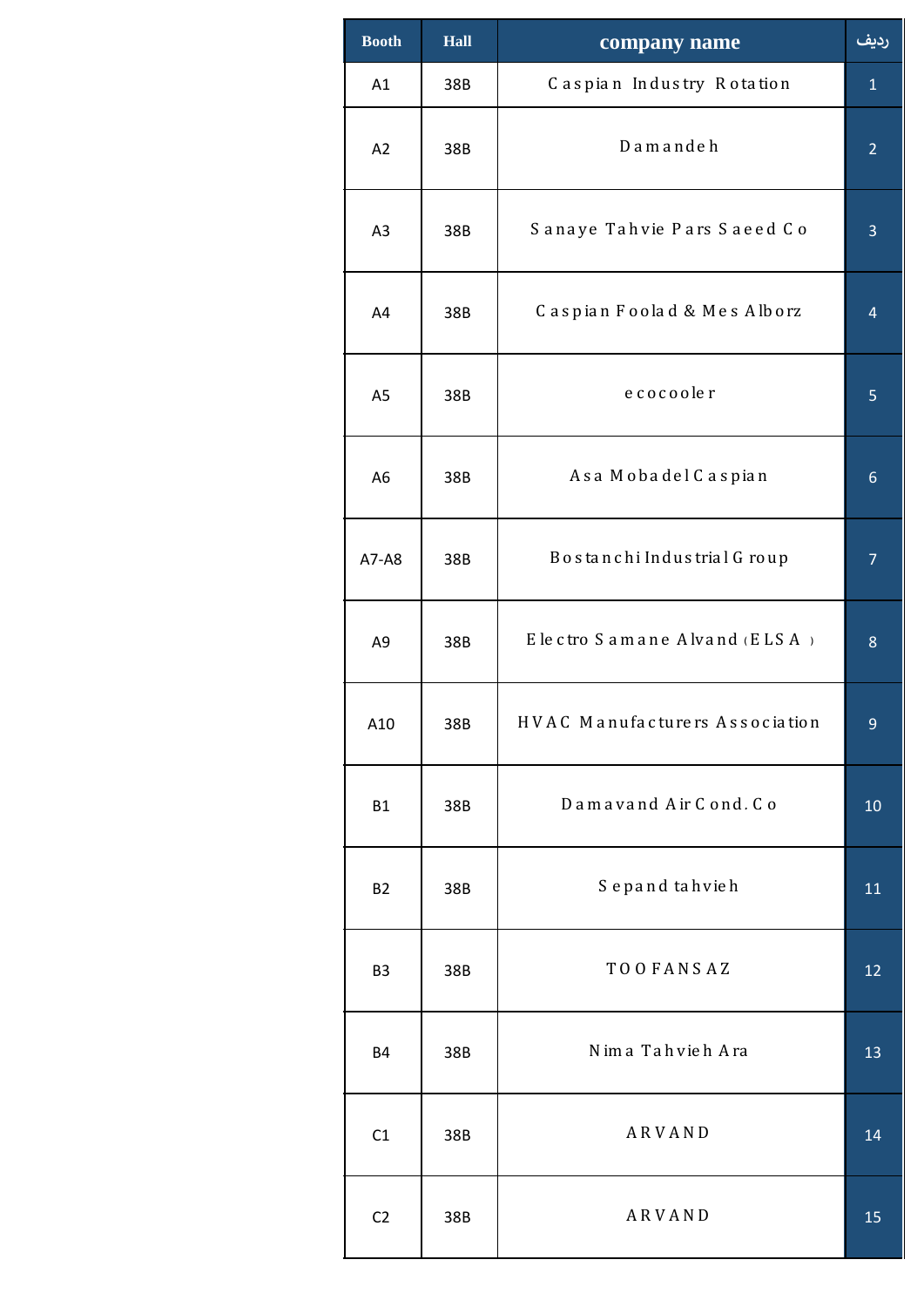| Booth | Hall | company name | ردیف |
|---|---|---|---|
| A1 | 38B | Caspian Industry Rotation | 1 |
| A2 | 38B | Damandeh | 2 |
| A3 | 38B | Sanaye Tahvie Pars Saeed Co | 3 |
| A4 | 38B | Caspian Foolad & Mes Alborz | 4 |
| A5 | 38B | ecocooler | 5 |
| A6 | 38B | Asa Mobadel Caspian | 6 |
| A7-A8 | 38B | Bostanchi Industrial Group | 7 |
| A9 | 38B | Electro Samane Alvand (ELSA) | 8 |
| A10 | 38B | HVAC Manufacturers Association | 9 |
| B1 | 38B | Damavand Air Cond. Co | 10 |
| B2 | 38B | Sepand tahvieh | 11 |
| B3 | 38B | TOOFANSAZ | 12 |
| B4 | 38B | Nima Tahvieh Ara | 13 |
| C1 | 38B | ARVAND | 14 |
| C2 | 38B | ARVAND | 15 |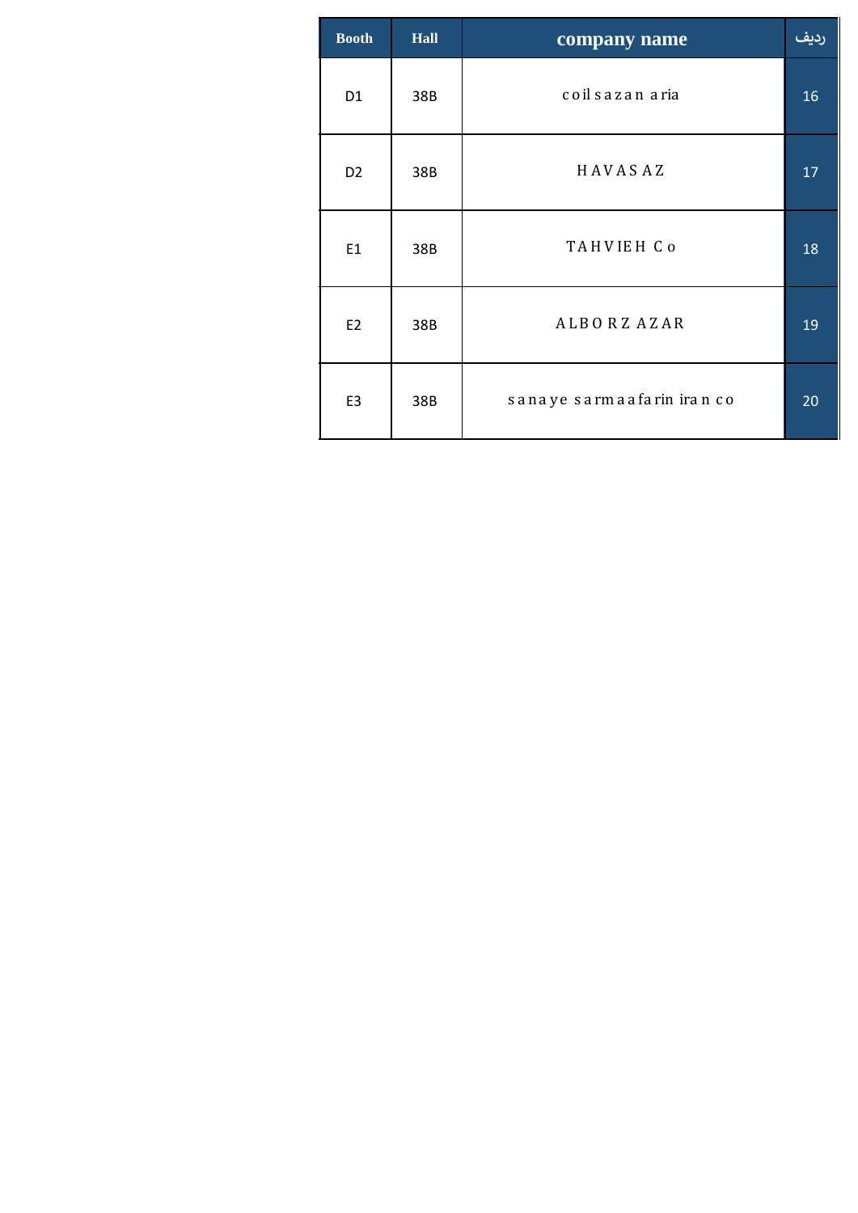| Booth | Hall | company name | ردیف |
| --- | --- | --- | --- |
| D1 | 38B | coil sazan aria | 16 |
| D2 | 38B | HAVAS AZ | 17 |
| E1 | 38B | TAHVIEH Co | 18 |
| E2 | 38B | ALBORZ AZAR | 19 |
| E3 | 38B | sanaye sarmaafarin iran co | 20 |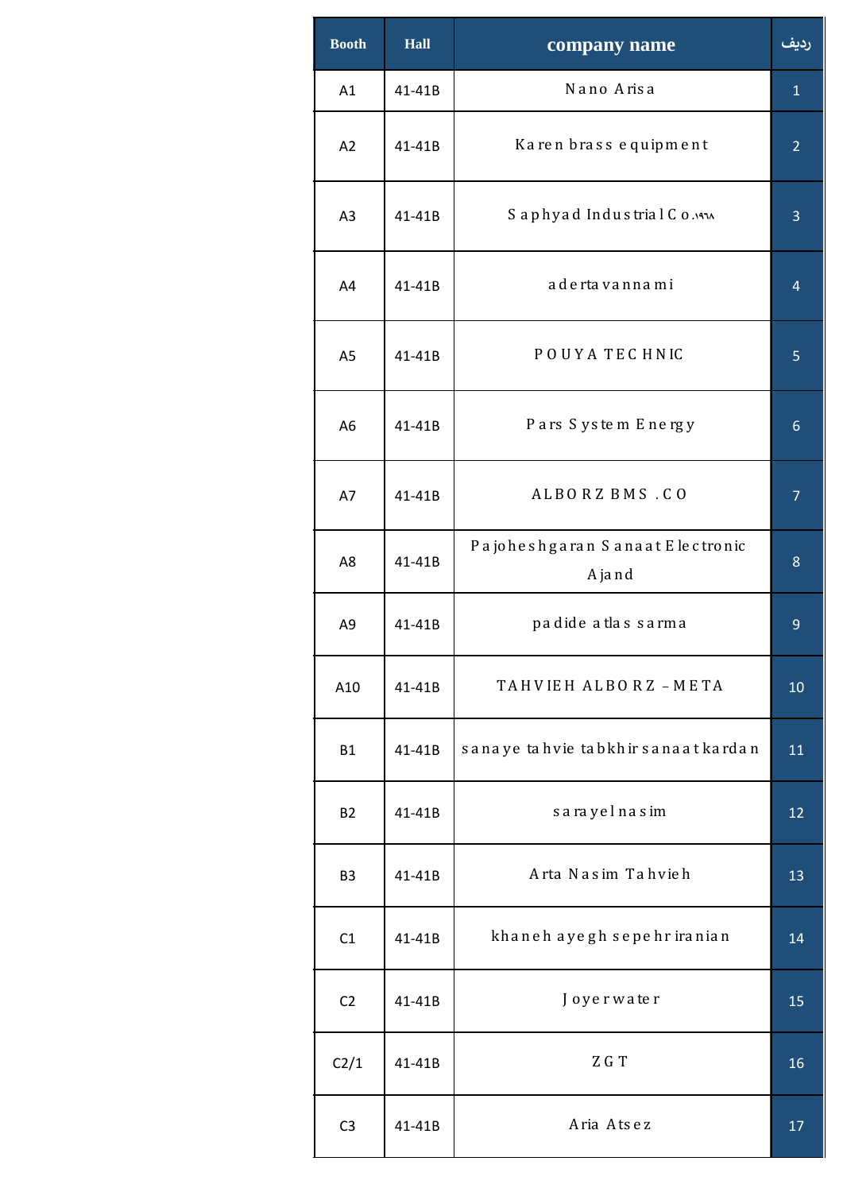| Booth | Hall | company name | ردیف |
|---|---|---|---|
| A1 | 41-41B | Nano Arisa | 1 |
| A2 | 41-41B | Karen brass equipment | 2 |
| A3 | 41-41B | Saphyad Industrial Co.۱۹۶۸ | 3 |
| A4 | 41-41B | adertavannami | 4 |
| A5 | 41-41B | POUYA TECHNIC | 5 |
| A6 | 41-41B | Pars System Energy | 6 |
| A7 | 41-41B | ALBORZ BMS .CO | 7 |
| A8 | 41-41B | Pajoheshgaran Sanaat Electronic Ajand | 8 |
| A9 | 41-41B | padide atlas sarma | 9 |
| A10 | 41-41B | TAHVIEH ALBORZ – META | 10 |
| B1 | 41-41B | sanaye tahvie tabkhir sanaat kardan | 11 |
| B2 | 41-41B | sarayelnasim | 12 |
| B3 | 41-41B | Arta Nasim Tahvieh | 13 |
| C1 | 41-41B | khaneh ayegh sepehr iranian | 14 |
| C2 | 41-41B | Joyerwater | 15 |
| C2/1 | 41-41B | ZGT | 16 |
| C3 | 41-41B | Aria Atsez | 17 |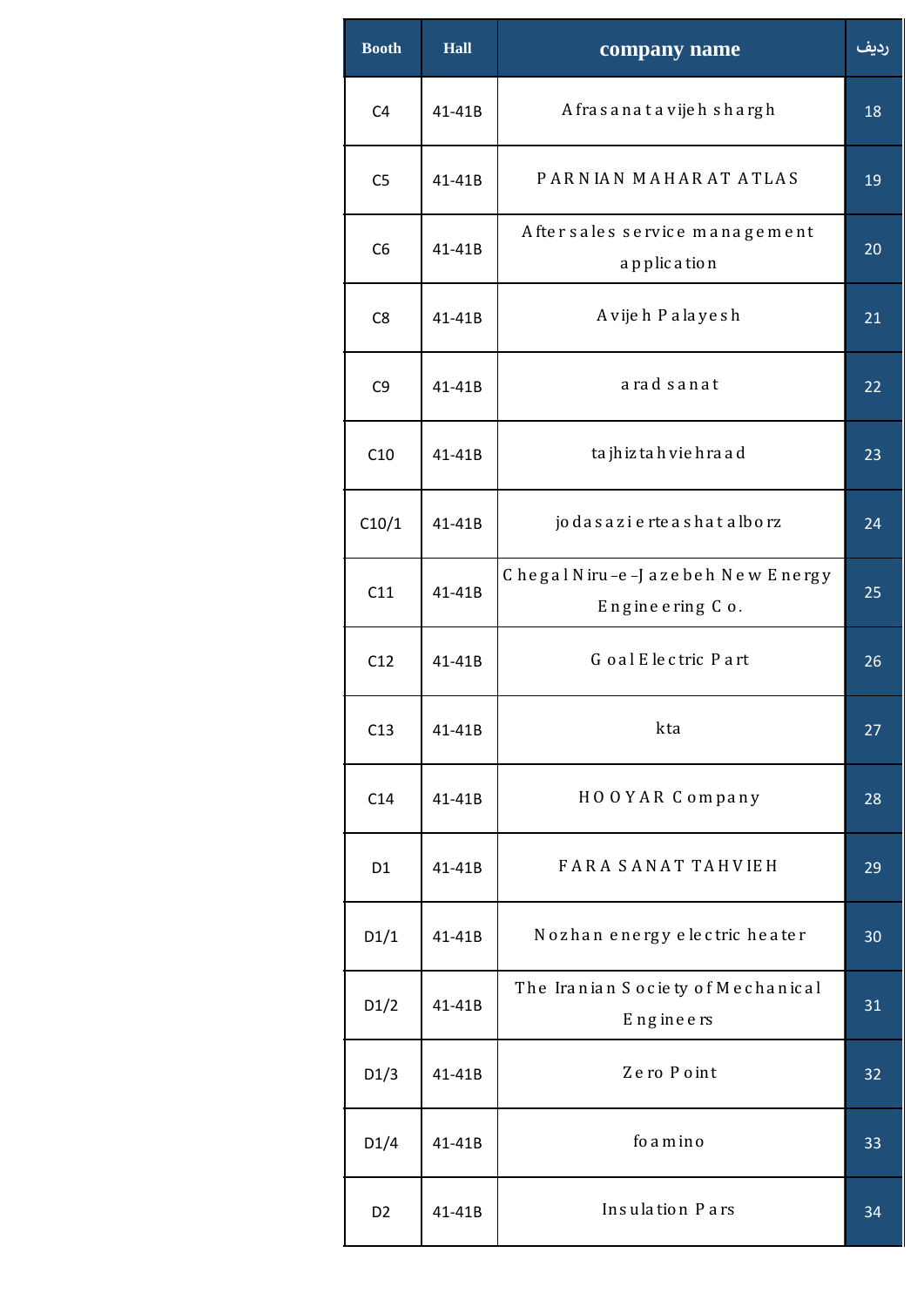| Booth | Hall | company name | ردیف |
|---|---|---|---|
| C4 | 41-41B | Afrasanatavijeh shargh | 18 |
| C5 | 41-41B | PARNIAN MAHARAT ATLAS | 19 |
| C6 | 41-41B | After sales service management application | 20 |
| C8 | 41-41B | Avijeh Palayesh | 21 |
| C9 | 41-41B | arad sanat | 22 |
| C10 | 41-41B | tajhiztahviehraad | 23 |
| C10/1 | 41-41B | jodasazierteashatalborz | 24 |
| C11 | 41-41B | ChegalNiru–e–Jazebeh New Energy Engineering Co. | 25 |
| C12 | 41-41B | GoalElectric Part | 26 |
| C13 | 41-41B | kta | 27 |
| C14 | 41-41B | HOOYAR Company | 28 |
| D1 | 41-41B | FARA SANAT TAHVIEH | 29 |
| D1/1 | 41-41B | Nozhan energy electric heater | 30 |
| D1/2 | 41-41B | The Iranian Society of Mechanical Engineers | 31 |
| D1/3 | 41-41B | Zero Point | 32 |
| D1/4 | 41-41B | foamino | 33 |
| D2 | 41-41B | Insulation Pars | 34 |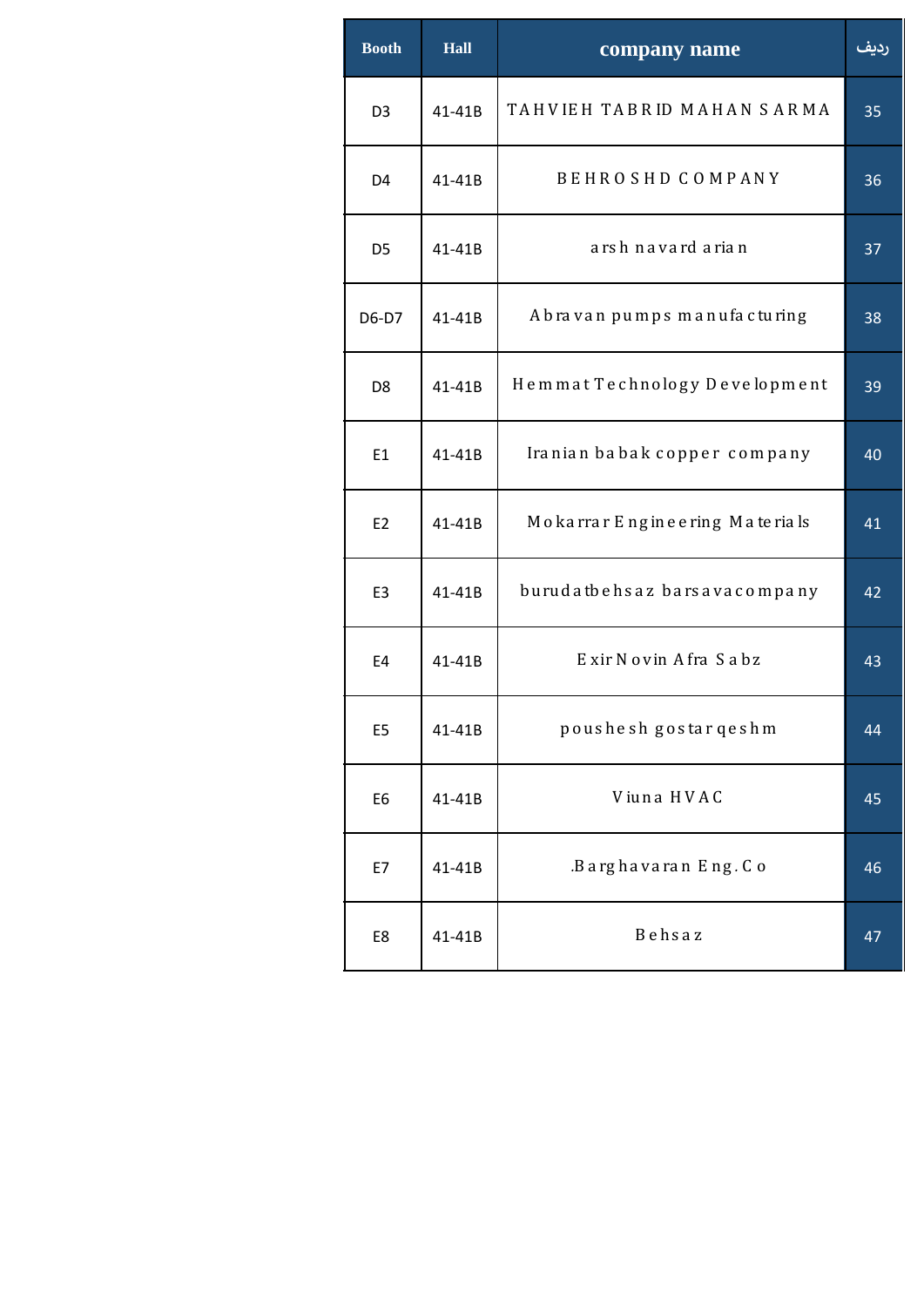| Booth | Hall | company name | ردیف |
|---|---|---|---|
| D3 | 41-41B | TAHVIEH TABRID MAHAN SARMA | 35 |
| D4 | 41-41B | BEHROSHD COMPANY | 36 |
| D5 | 41-41B | arsh navard arian | 37 |
| D6-D7 | 41-41B | Abravan pumps manufacturing | 38 |
| D8 | 41-41B | Hemmat Technology Development | 39 |
| E1 | 41-41B | Iranian babak copper company | 40 |
| E2 | 41-41B | Mokarrar Engineering Materials | 41 |
| E3 | 41-41B | burudatbehsaz barsavacompany | 42 |
| E4 | 41-41B | Exir Novin Afra Sabz | 43 |
| E5 | 41-41B | poushesh gostar qeshm | 44 |
| E6 | 41-41B | Viuna HVAC | 45 |
| E7 | 41-41B | .Barghavaran Eng.Co | 46 |
| E8 | 41-41B | Behsaz | 47 |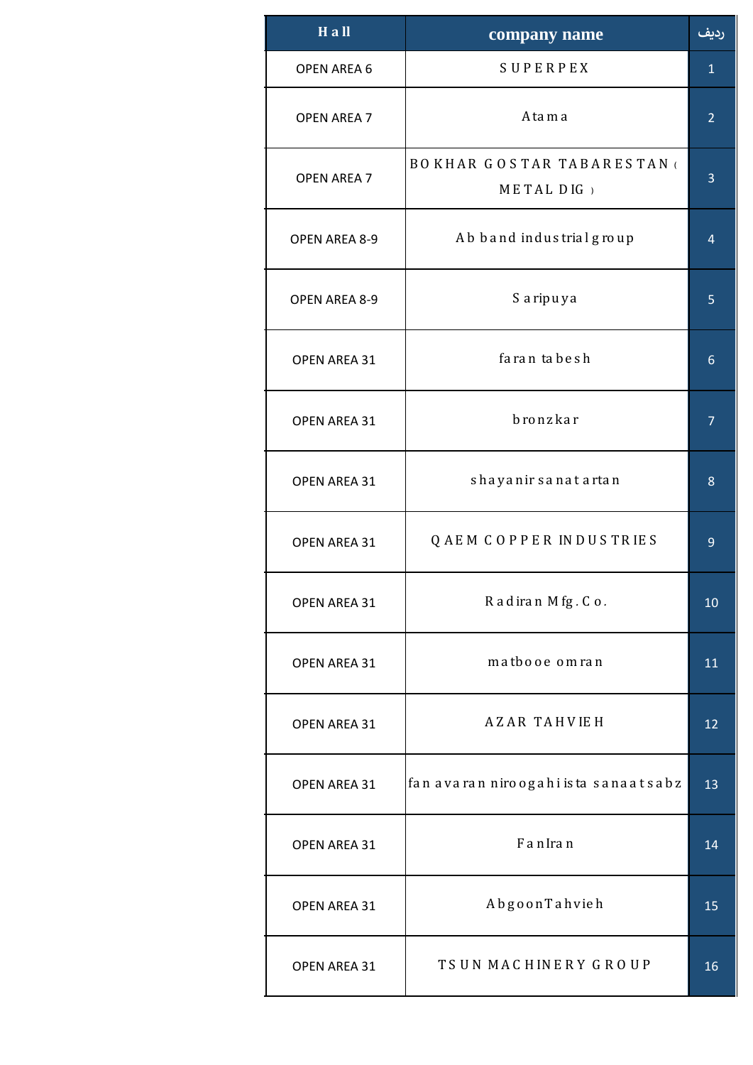| Hall | company name | ردیف |
|---|---|---|
| OPEN AREA 6 | SUPERPEX | 1 |
| OPEN AREA 7 | Atama | 2 |
| OPEN AREA 7 | BOKHAR GOSTAR TABARESTAN ( METAL DIG ) | 3 |
| OPEN AREA 8-9 | Ab band industrial group | 4 |
| OPEN AREA 8-9 | Saripuya | 5 |
| OPEN AREA 31 | faran tabesh | 6 |
| OPEN AREA 31 | bronzkar | 7 |
| OPEN AREA 31 | shayanir sanat artan | 8 |
| OPEN AREA 31 | QAEM COPPER INDUSTRIES | 9 |
| OPEN AREA 31 | Radiran Mfg. Co. | 10 |
| OPEN AREA 31 | matbooe omran | 11 |
| OPEN AREA 31 | AZAR TAHVIEH | 12 |
| OPEN AREA 31 | fan avaran niroogahi ista sanaatsabz | 13 |
| OPEN AREA 31 | FanIran | 14 |
| OPEN AREA 31 | AbgoonTahvieh | 15 |
| OPEN AREA 31 | TSUN MACHINERY GROUP | 16 |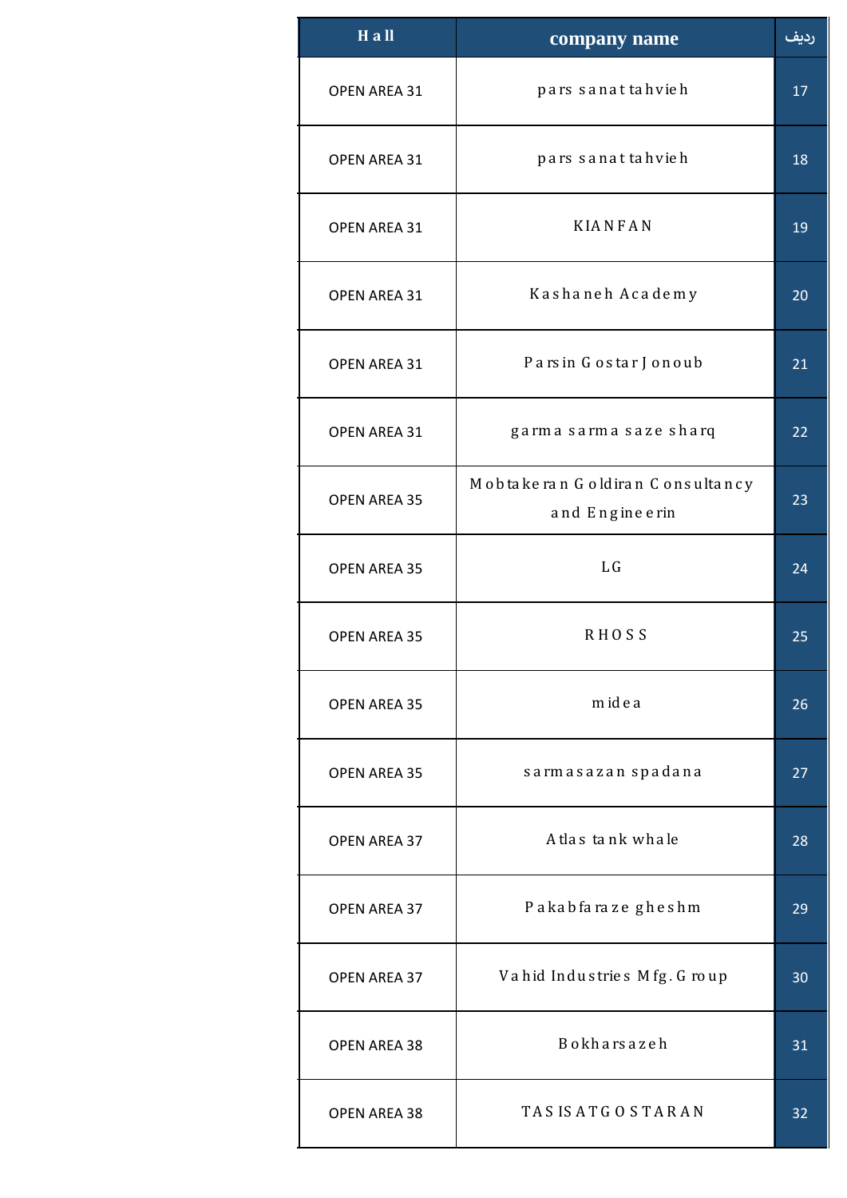| Hall | company name | ردیف |
|---|---|---|
| OPEN AREA 31 | pars sanat tahvieh | 17 |
| OPEN AREA 31 | pars sanat tahvieh | 18 |
| OPEN AREA 31 | KIANFAN | 19 |
| OPEN AREA 31 | Kashaneh Academy | 20 |
| OPEN AREA 31 | Parsin Gostar Jonoub | 21 |
| OPEN AREA 31 | garma sarma saze sharq | 22 |
| OPEN AREA 35 | Mobtakeran Goldiran Consultancy and Engineerin | 23 |
| OPEN AREA 35 | LG | 24 |
| OPEN AREA 35 | RHOSS | 25 |
| OPEN AREA 35 | midea | 26 |
| OPEN AREA 35 | sarmasazan spadana | 27 |
| OPEN AREA 37 | Atlas tank whale | 28 |
| OPEN AREA 37 | Pakabfaraze gheshm | 29 |
| OPEN AREA 37 | Vahid Industries Mfg. Group | 30 |
| OPEN AREA 38 | Bokharsazeh | 31 |
| OPEN AREA 38 | TASISATGOSTARAN | 32 |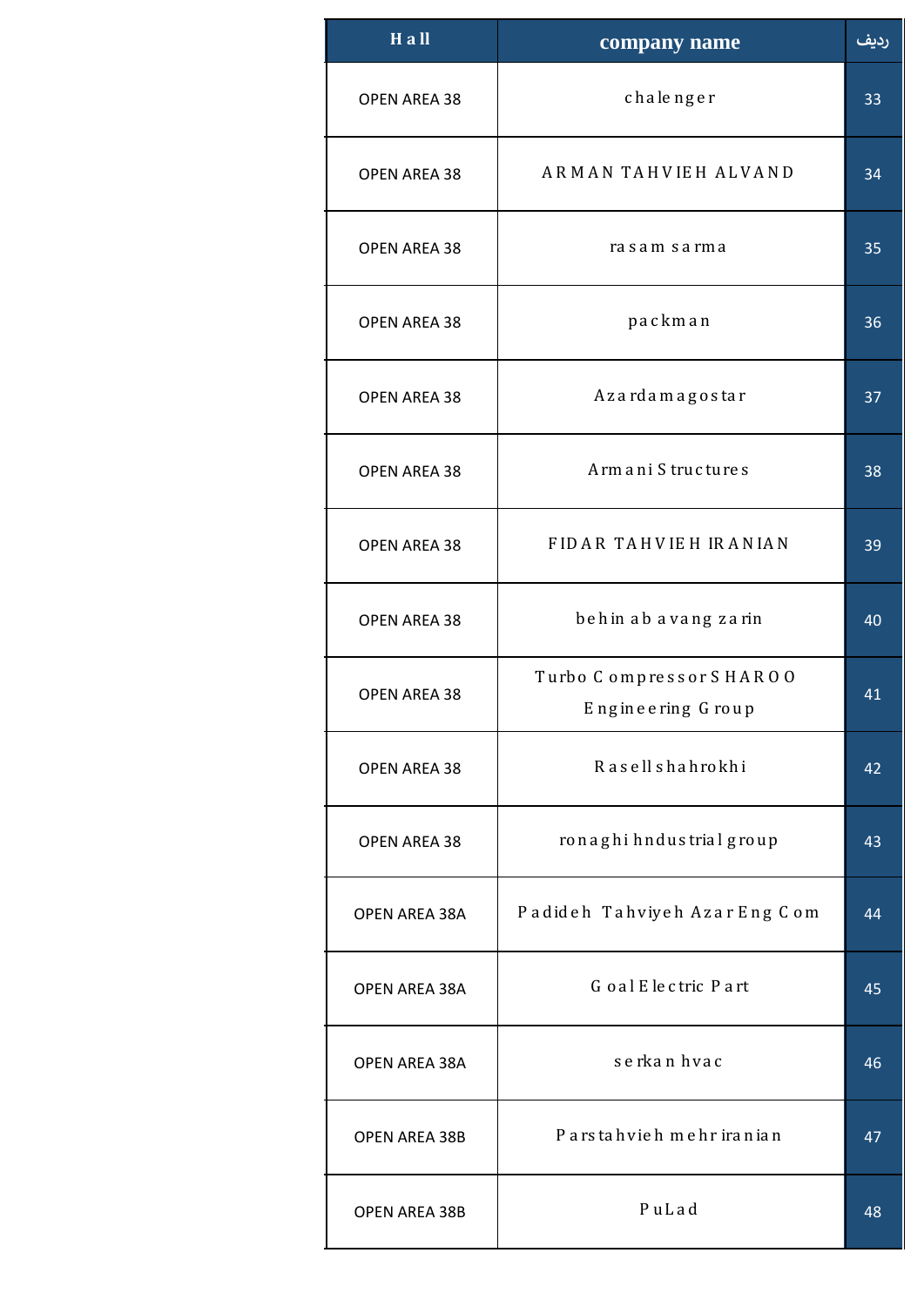| Hall | company name | ردیف |
|---|---|---|
| OPEN AREA 38 | chalenger | 33 |
| OPEN AREA 38 | ARMAN TAHVIEH ALVAND | 34 |
| OPEN AREA 38 | rasam sarma | 35 |
| OPEN AREA 38 | packman | 36 |
| OPEN AREA 38 | Azardamagostar | 37 |
| OPEN AREA 38 | Armani Structures | 38 |
| OPEN AREA 38 | FIDAR TAHVIEH IRANIAN | 39 |
| OPEN AREA 38 | behin ab avang zarin | 40 |
| OPEN AREA 38 | Turbo Compressor SHAROO Engineering Group | 41 |
| OPEN AREA 38 | Rasell shahrokhi | 42 |
| OPEN AREA 38 | ronaghi hndustrial group | 43 |
| OPEN AREA 38A | Padideh Tahviyeh Azar Eng Com | 44 |
| OPEN AREA 38A | Goal Electric Part | 45 |
| OPEN AREA 38A | serkan hvac | 46 |
| OPEN AREA 38B | Parstahvieh mehr iranian | 47 |
| OPEN AREA 38B | PuLad | 48 |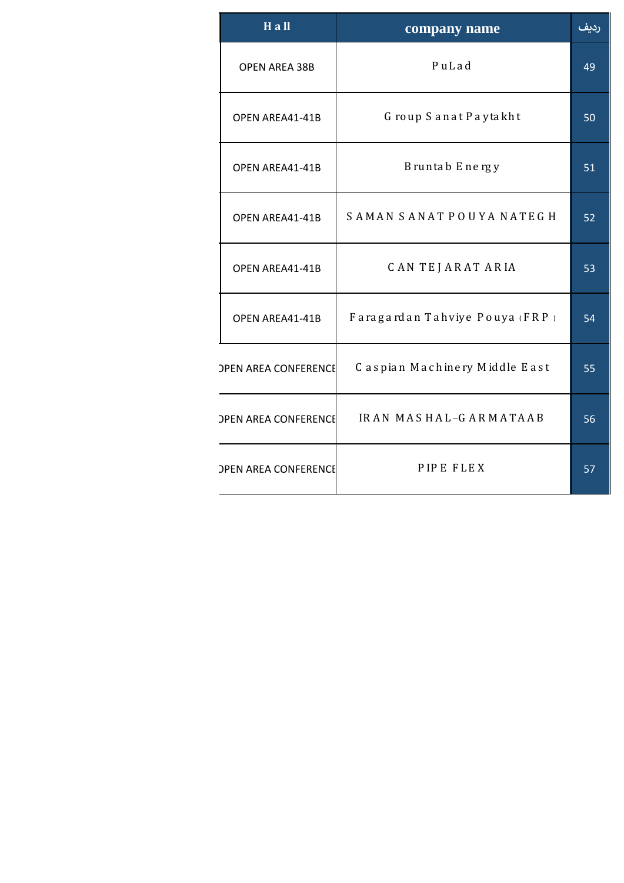| Hall | company name | ردیف |
|---|---|---|
| OPEN AREA 38B | PuLad | 49 |
| OPEN AREA41-41B | Group Sanat Paytakht | 50 |
| OPEN AREA41-41B | Bruntab Energy | 51 |
| OPEN AREA41-41B | SAMAN SANAT POUYA NATEGH | 52 |
| OPEN AREA41-41B | CAN TEJARAT ARIA | 53 |
| OPEN AREA41-41B | Faragardan Tahviye Pouya (FRP) | 54 |
| OPEN AREA CONFERENCE | Caspian Machinery Middle East | 55 |
| OPEN AREA CONFERENCE | IRAN MASHAL-GARMATAAB | 56 |
| OPEN AREA CONFERENCE | PIPE FLEX | 57 |